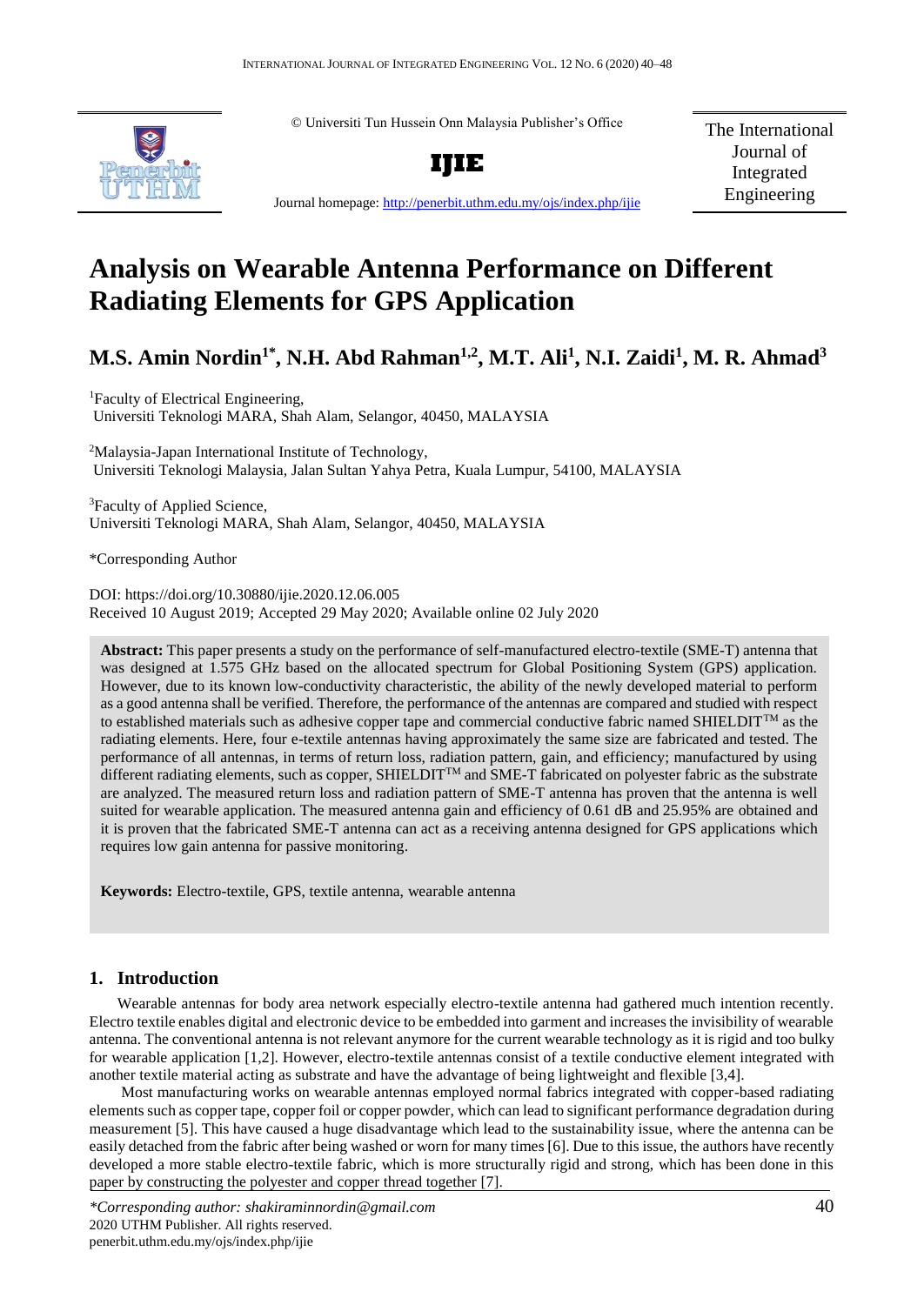© Universiti Tun Hussein Onn Malaysia Publisher's Office

**IJIE**

Journal homepage: http://penerbit.uthm.edu.my/ojs/index.php/ijie

The International Journal of Integrated Engineering

# Analysis on Wearable Antenna Performance on Different Radiating Elements for GPS Application

**M.S. Amin Nordin[1*], N.H. Abd Rahman[1,2], M.T. Ali[1], N.I. Zaidi[1], M. R. Ahmad[3]**

[1]Faculty of Electrical Engineering,
Universiti Teknologi MARA, Shah Alam, Selangor, 40450, MALAYSIA

[2]Malaysia-Japan International Institute of Technology,
Universiti Teknologi Malaysia, Jalan Sultan Yahya Petra, Kuala Lumpur, 54100, MALAYSIA

[3]Faculty of Applied Science,
Universiti Teknologi MARA, Shah Alam, Selangor, 40450, MALAYSIA

*Corresponding Author

DOI: https://doi.org/10.30880/ijie.2020.12.06.005
Received 10 August 2019; Accepted 29 May 2020; Available online 02 July 2020

**Abstract:** This paper presents a study on the performance of self-manufactured electro-textile (SME-T) antenna that was designed at 1.575 GHz based on the allocated spectrum for Global Positioning System (GPS) application. However, due to its known low-conductivity characteristic, the ability of the newly developed material to perform as a good antenna shall be verified. Therefore, the performance of the antennas are compared and studied with respect to established materials such as adhesive copper tape and commercial conductive fabric named SHIELDIT™ as the radiating elements. Here, four e-textile antennas having approximately the same size are fabricated and tested. The performance of all antennas, in terms of return loss, radiation pattern, gain, and efficiency; manufactured by using different radiating elements, such as copper, SHIELDIT™ and SME-T fabricated on polyester fabric as the substrate are analyzed. The measured return loss and radiation pattern of SME-T antenna has proven that the antenna is well suited for wearable application. The measured antenna gain and efficiency of 0.61 dB and 25.95% are obtained and it is proven that the fabricated SME-T antenna can act as a receiving antenna designed for GPS applications which requires low gain antenna for passive monitoring.

**Keywords:** Electro-textile, GPS, textile antenna, wearable antenna

## 1. Introduction

Wearable antennas for body area network especially electro-textile antenna had gathered much intention recently. Electro textile enables digital and electronic device to be embedded into garment and increases the invisibility of wearable antenna. The conventional antenna is not relevant anymore for the current wearable technology as it is rigid and too bulky for wearable application [1,2]. However, electro-textile antennas consist of a textile conductive element integrated with another textile material acting as substrate and have the advantage of being lightweight and flexible [3,4].

Most manufacturing works on wearable antennas employed normal fabrics integrated with copper-based radiating elements such as copper tape, copper foil or copper powder, which can lead to significant performance degradation during measurement [5]. This have caused a huge disadvantage which lead to the sustainability issue, where the antenna can be easily detached from the fabric after being washed or worn for many times [6]. Due to this issue, the authors have recently developed a more stable electro-textile fabric, which is more structurally rigid and strong, which has been done in this paper by constructing the polyester and copper thread together [7].

*\*Corresponding author: shakiraminnordin@gmail.com*
2020 UTHM Publisher. All rights reserved.
penerbit.uthm.edu.my/ojs/index.php/ijie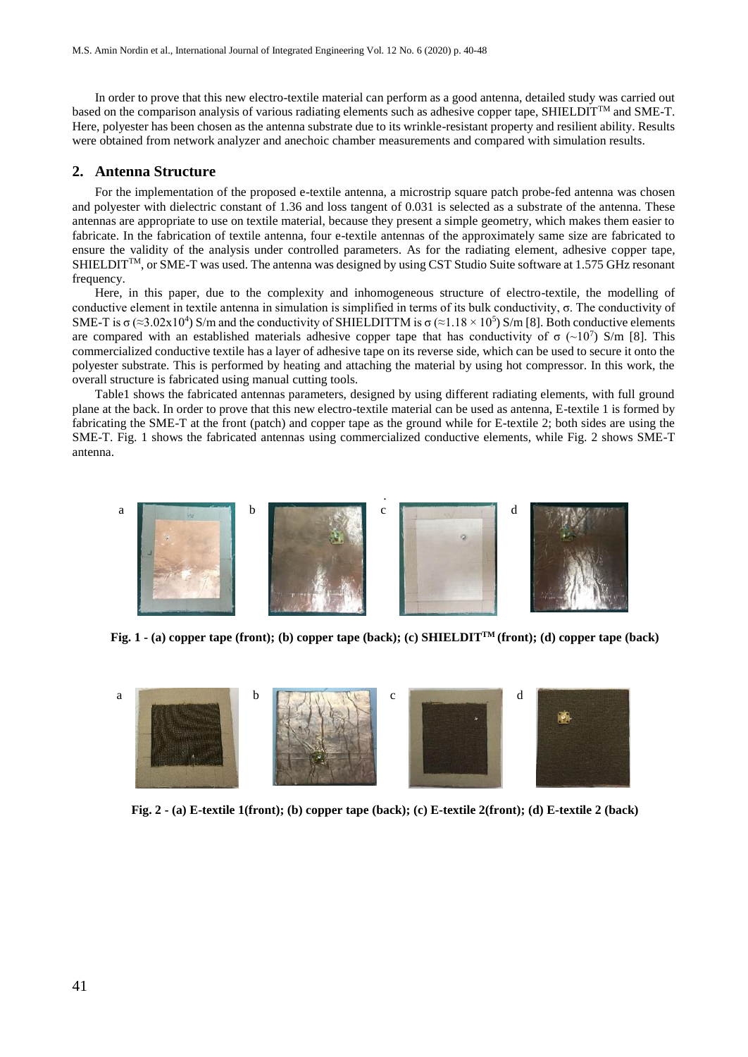In order to prove that this new electro-textile material can perform as a good antenna, detailed study was carried out based on the comparison analysis of various radiating elements such as adhesive copper tape, SHIELDIT$^{TM}$ and SME-T. Here, polyester has been chosen as the antenna substrate due to its wrinkle-resistant property and resilient ability. Results were obtained from network analyzer and anechoic chamber measurements and compared with simulation results.

## 2. Antenna Structure

For the implementation of the proposed e-textile antenna, a microstrip square patch probe-fed antenna was chosen and polyester with dielectric constant of 1.36 and loss tangent of 0.031 is selected as a substrate of the antenna. These antennas are appropriate to use on textile material, because they present a simple geometry, which makes them easier to fabricate. In the fabrication of textile antenna, four e-textile antennas of the approximately same size are fabricated to ensure the validity of the analysis under controlled parameters. As for the radiating element, adhesive copper tape, SHIELDIT$^{TM}$, or SME-T was used. The antenna was designed by using CST Studio Suite software at 1.575 GHz resonant frequency.

Here, in this paper, due to the complexity and inhomogeneous structure of electro-textile, the modelling of conductive element in textile antenna in simulation is simplified in terms of its bulk conductivity, σ. The conductivity of SME-T is σ (≈$3.02 \times 10^4$) S/m and the conductivity of SHIELDITTM is σ (≈$1.18 \times 10^5$) S/m [8]. Both conductive elements are compared with an established materials adhesive copper tape that has conductivity of σ (~$10^7$) S/m [8]. This commercialized conductive textile has a layer of adhesive tape on its reverse side, which can be used to secure it onto the polyester substrate. This is performed by heating and attaching the material by using hot compressor. In this work, the overall structure is fabricated using manual cutting tools.

Table1 shows the fabricated antennas parameters, designed by using different radiating elements, with full ground plane at the back. In order to prove that this new electro-textile material can be used as antenna, E-textile 1 is formed by fabricating the SME-T at the front (patch) and copper tape as the ground while for E-textile 2; both sides are using the SME-T. Fig. 1 shows the fabricated antennas using commercialized conductive elements, while Fig. 2 shows SME-T antenna.

a b c d

**Fig. 1 - (a) copper tape (front); (b) copper tape (back); (c) SHIELDIT$^{TM}$ (front); (d) copper tape (back)**

a b c d

**Fig. 2 - (a) E-textile 1(front); (b) copper tape (back); (c) E-textile 2(front); (d) E-textile 2 (back)**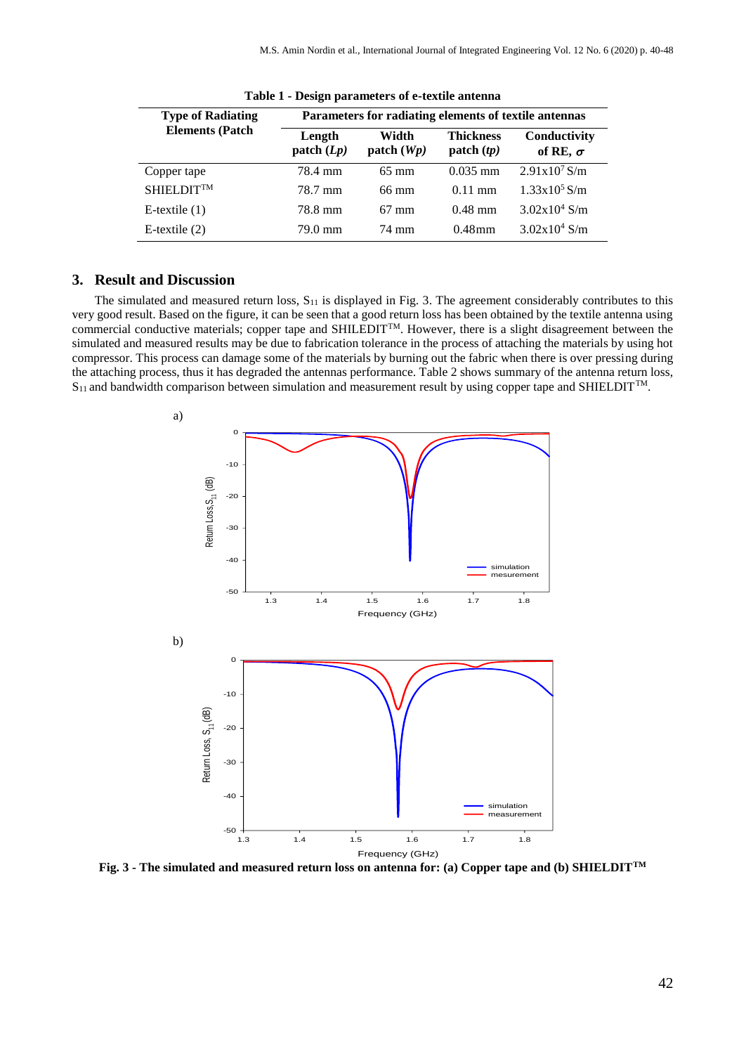**Table 1 - Design parameters of e-textile antenna**

| Type of Radiating Elements (Patch | Parameters for radiating elements of textile antennas | | | |
|---|---|---|---|---|
| | Length patch (*Lp*) | Width patch (*Wp*) | Thickness patch (*tp*) | Conductivity of RE, $\sigma$ |
| Copper tape | 78.4 mm | 65 mm | 0.035 mm | $2.91 \times 10^7$ S/m |
| SHIELDIT™ | 78.7 mm | 66 mm | 0.11 mm | $1.33 \times 10^5$ S/m |
| E-textile (1) | 78.8 mm | 67 mm | 0.48 mm | $3.02 \times 10^4$ S/m |
| E-textile (2) | 79.0 mm | 74 mm | 0.48mm | $3.02 \times 10^4$ S/m |

## 3. Result and Discussion

The simulated and measured return loss, $S_{11}$ is displayed in Fig. 3. The agreement considerably contributes to this very good result. Based on the figure, it can be seen that a good return loss has been obtained by the textile antenna using commercial conductive materials; copper tape and SHILEDIT™. However, there is a slight disagreement between the simulated and measured results may be due to fabrication tolerance in the process of attaching the materials by using hot compressor. This process can damage some of the materials by burning out the fabric when there is over pressing during the attaching process, thus it has degraded the antennas performance. Table 2 shows summary of the antenna return loss, $S_{11}$ and bandwidth comparison between simulation and measurement result by using copper tape and SHIELDIT™.

a)

0
-10
-20
-30
-40
-50
Return Loss, $S_{11}$ (dB)
1.3
1.4
1.5
1.6
1.7
1.8
Frequency (GHz)
simulation
mesurement

b)

0
-10
-20
-30
-40
-50
Return Loss, $S_{11}$ (dB)
1.3
1.4
1.5
1.6
1.7
1.8
Frequency (GHz)
simulation
measurement

**Fig. 3 - The simulated and measured return loss on antenna for: (a) Copper tape and (b) SHIELDIT™**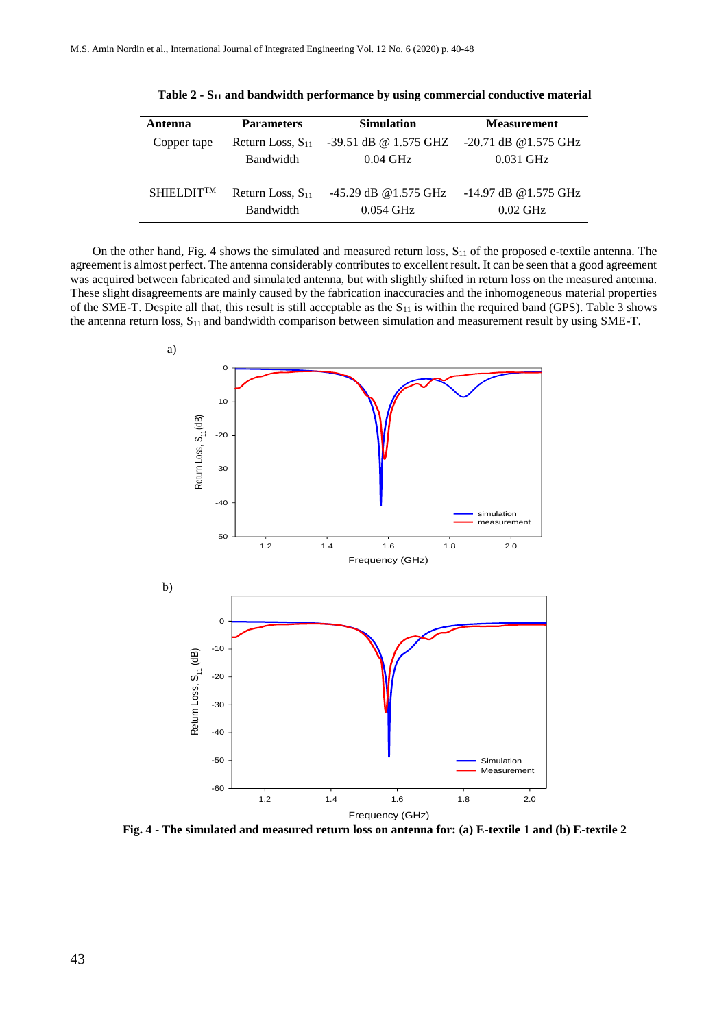**Table 2 - $S_{11}$ and bandwidth performance by using commercial conductive material**

| Antenna | Parameters | Simulation | Measurement |
|---|---|---|---|
| Copper tape | Return Loss, $S_{11}$ | -39.51 dB @ 1.575 GHZ | -20.71 dB @1.575 GHz |
| | Bandwidth | 0.04 GHz | 0.031 GHz |
| SHIELDIT™ | Return Loss, $S_{11}$ | -45.29 dB @1.575 GHz | -14.97 dB @1.575 GHz |
| | Bandwidth | 0.054 GHz | 0.02 GHz |

On the other hand, Fig. 4 shows the simulated and measured return loss, $S_{11}$ of the proposed e-textile antenna. The agreement is almost perfect. The antenna considerably contributes to excellent result. It can be seen that a good agreement was acquired between fabricated and simulated antenna, but with slightly shifted in return loss on the measured antenna. These slight disagreements are mainly caused by the fabrication inaccuracies and the inhomogeneous material properties of the SME-T. Despite all that, this result is still acceptable as the $S_{11}$ is within the required band (GPS). Table 3 shows the antenna return loss, $S_{11}$ and bandwidth comparison between simulation and measurement result by using SME-T.

a)

Return Loss, $S_{11}$ (dB)

0
-10
-20
-30
-40
-50

1.2
1.4
1.6
1.8
2.0

Frequency (GHz)

simulation
measurement

b)

Return Loss, $S_{11}$ (dB)

0
-10
-20
-30
-40
-50
-60

1.2
1.4
1.6
1.8
2.0

Frequency (GHz)

Simulation
Measurement

**Fig. 4 - The simulated and measured return loss on antenna for: (a) E-textile 1 and (b) E-textile 2**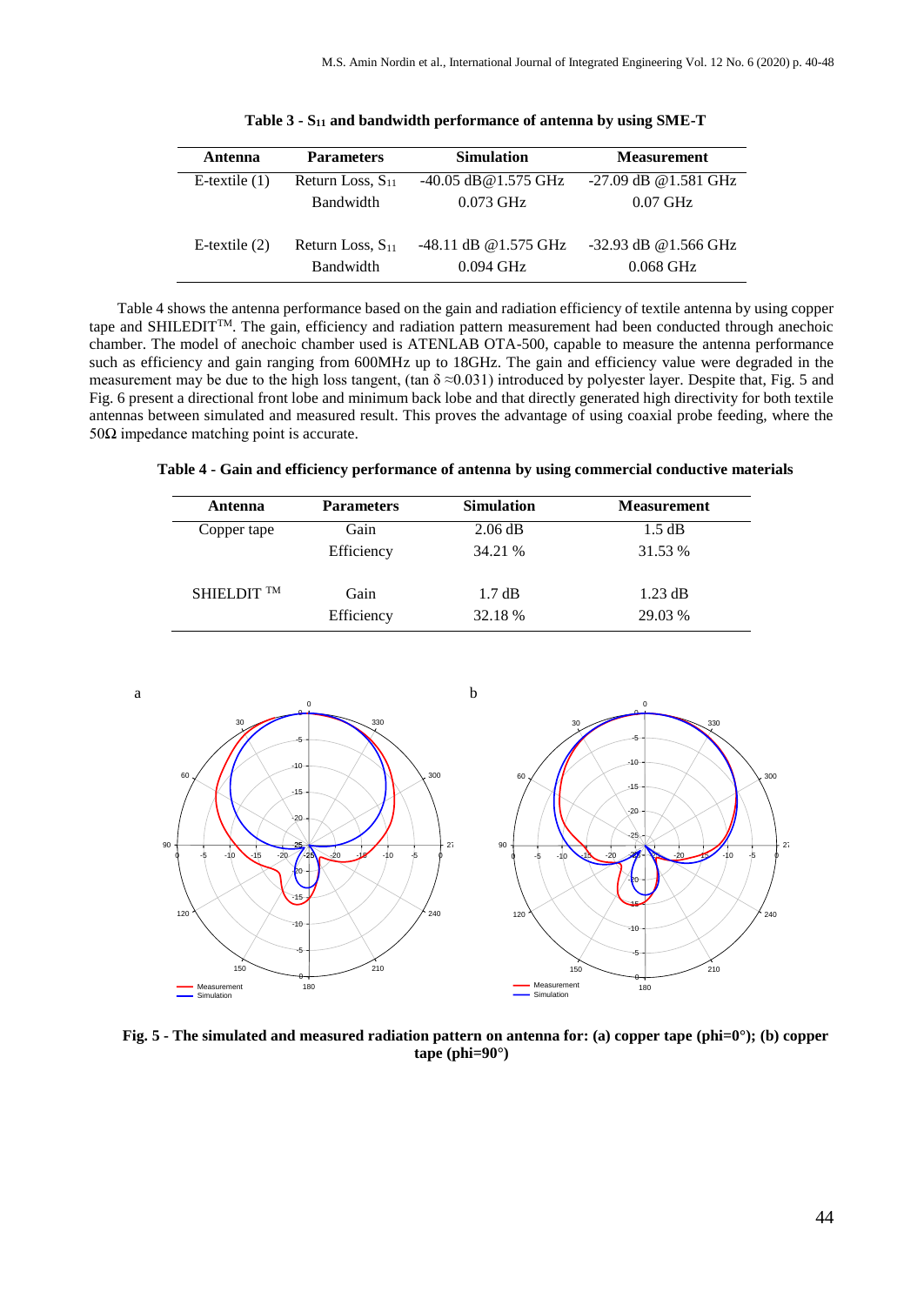**Table 3 - $S_{11}$ and bandwidth performance of antenna by using SME-T**

| Antenna | Parameters | Simulation | Measurement |
|---|---|---|---|
| E-textile (1) | Return Loss, $S_{11}$ | -40.05 dB@1.575 GHz | -27.09 dB @1.581 GHz |
| | Bandwidth | 0.073 GHz | 0.07 GHz |
| E-textile (2) | Return Loss, $S_{11}$ | -48.11 dB @1.575 GHz | -32.93 dB @1.566 GHz |
| | Bandwidth | 0.094 GHz | 0.068 GHz |

Table 4 shows the antenna performance based on the gain and radiation efficiency of textile antenna by using copper tape and SHILEDIT™. The gain, efficiency and radiation pattern measurement had been conducted through anechoic chamber. The model of anechoic chamber used is ATENLAB OTA-500, capable to measure the antenna performance such as efficiency and gain ranging from 600MHz up to 18GHz. The gain and efficiency value were degraded in the measurement may be due to the high loss tangent, (tan $\delta \approx 0.031$) introduced by polyester layer. Despite that, Fig. 5 and Fig. 6 present a directional front lobe and minimum back lobe and that directly generated high directivity for both textile antennas between simulated and measured result. This proves the advantage of using coaxial probe feeding, where the 50Ω impedance matching point is accurate.

**Table 4 - Gain and efficiency performance of antenna by using commercial conductive materials**

| Antenna | Parameters | Simulation | Measurement |
|---|---|---|---|
| Copper tape | Gain | 2.06 dB | 1.5 dB |
| | Efficiency | 34.21 % | 31.53 % |
| SHIELDIT ™ | Gain | 1.7 dB | 1.23 dB |
| | Efficiency | 32.18 % | 29.03 % |

a

b

Measurement
Simulation

**Fig. 5 - The simulated and measured radiation pattern on antenna for: (a) copper tape (phi=0°); (b) copper tape (phi=90°)**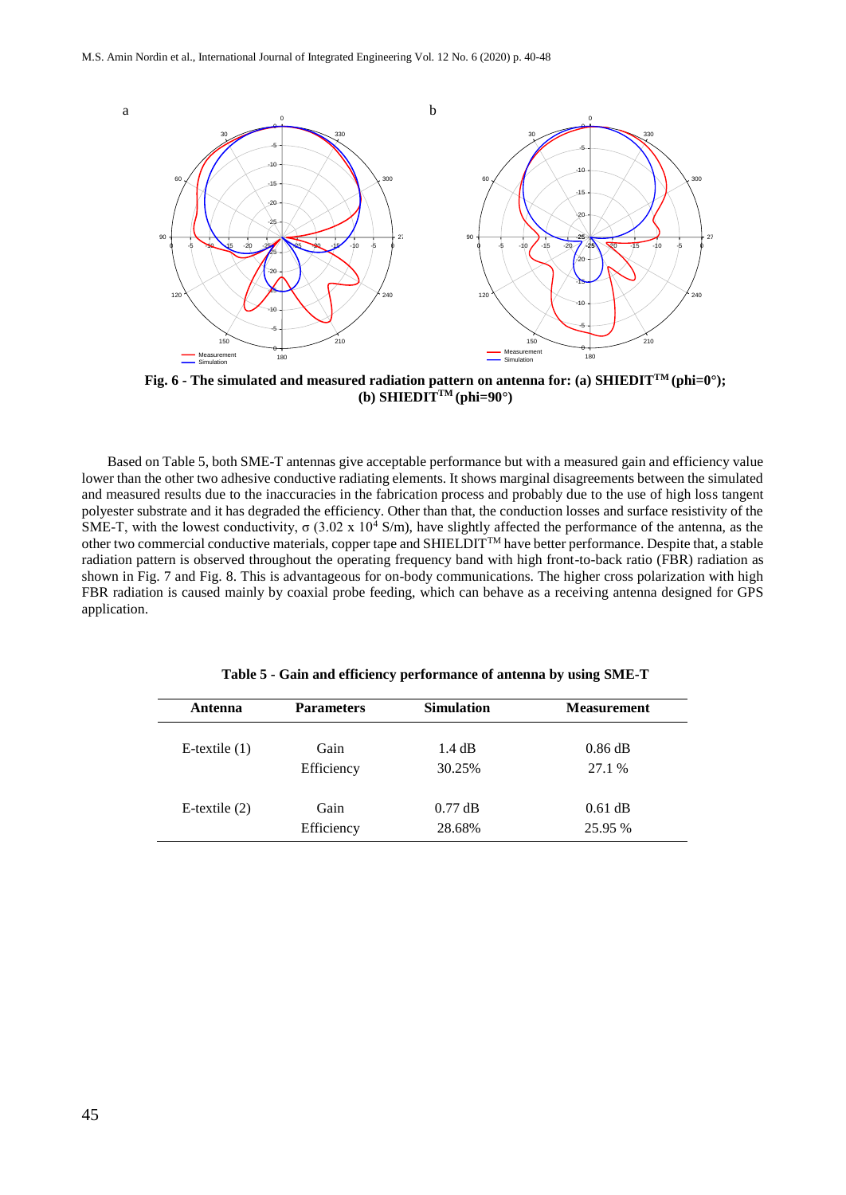a

0
330
300
270
240
210
180
150
120
90
60
30
0
-5
-10
-15
-20
-25
Measurement
Simulation

b

0
330
300
270
240
210
180
150
120
90
60
30
0
-5
-10
-15
-20
-25
Measurement
Simulation

**Fig. 6 - The simulated and measured radiation pattern on antenna for: (a) SHIEDIT™ (phi=0°); (b) SHIEDIT™ (phi=90°)**

Based on Table 5, both SME-T antennas give acceptable performance but with a measured gain and efficiency value lower than the other two adhesive conductive radiating elements. It shows marginal disagreements between the simulated and measured results due to the inaccuracies in the fabrication process and probably due to the use of high loss tangent polyester substrate and it has degraded the efficiency. Other than that, the conduction losses and surface resistivity of the SME-T, with the lowest conductivity, $\sigma$ ($3.02 \times 10^4$ S/m), have slightly affected the performance of the antenna, as the other two commercial conductive materials, copper tape and SHIELDIT™ have better performance. Despite that, a stable radiation pattern is observed throughout the operating frequency band with high front-to-back ratio (FBR) radiation as shown in Fig. 7 and Fig. 8. This is advantageous for on-body communications. The higher cross polarization with high FBR radiation is caused mainly by coaxial probe feeding, which can behave as a receiving antenna designed for GPS application.

**Table 5 - Gain and efficiency performance of antenna by using SME-T**

| Antenna | Parameters | Simulation | Measurement |
|---|---|---|---|
| E-textile (1) | Gain | 1.4 dB | 0.86 dB |
| | Efficiency | 30.25% | 27.1 % |
| E-textile (2) | Gain | 0.77 dB | 0.61 dB |
| | Efficiency | 28.68% | 25.95 % |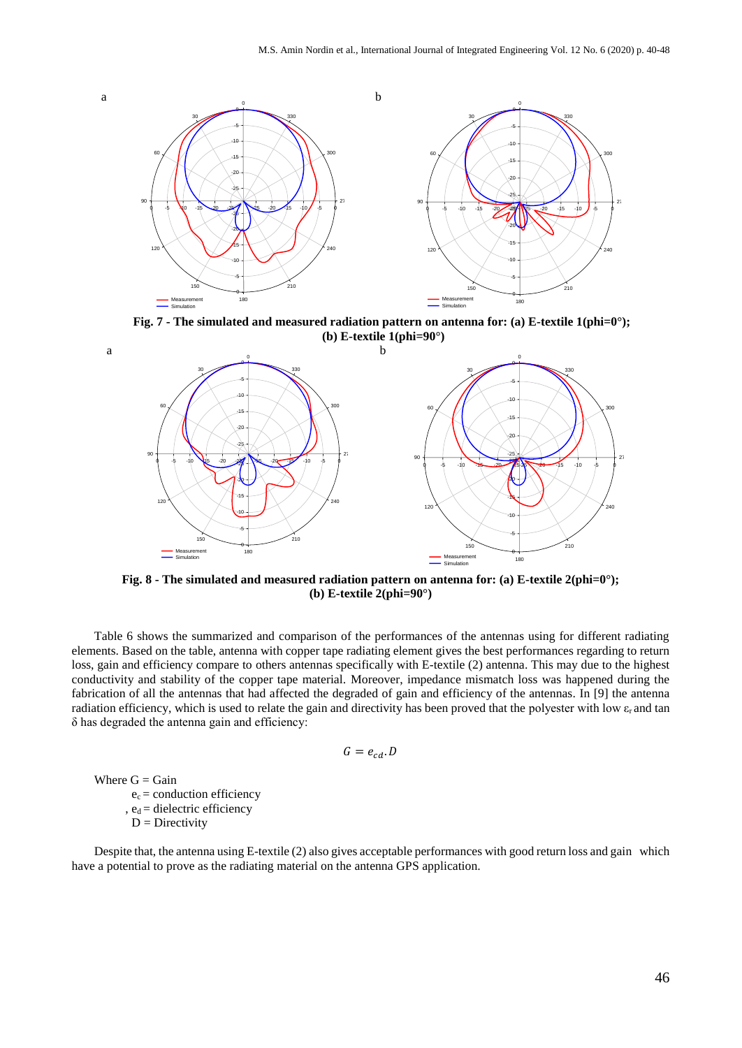a

0
30
330
60
300
90
270
120
240
150
210
180
0
-5
-10
-15
-20
-25
Measurement
Simulation

b

0
30
330
60
300
90
270
120
240
150
210
180
0
-5
-10
-15
-20
-25
Measurement
Simulation

**Fig. 7 - The simulated and measured radiation pattern on antenna for: (a) E-textile 1(phi=0°); (b) E-textile 1(phi=90°)**

a

0
30
330
60
300
90
270
120
240
150
210
180
0
-5
-10
-15
-20
-25
Measurement
Simulation

b

0
30
330
60
300
90
270
120
240
150
210
180
0
-5
-10
-15
-20
-25
Measurement
Simulation

**Fig. 8 - The simulated and measured radiation pattern on antenna for: (a) E-textile 2(phi=0°); (b) E-textile 2(phi=90°)**

Table 6 shows the summarized and comparison of the performances of the antennas using for different radiating elements. Based on the table, antenna with copper tape radiating element gives the best performances regarding to return loss, gain and efficiency compare to others antennas specifically with E-textile (2) antenna. This may due to the highest conductivity and stability of the copper tape material. Moreover, impedance mismatch loss was happened during the fabrication of all the antennas that had affected the degraded of gain and efficiency of the antennas. In [9] the antenna radiation efficiency, which is used to relate the gain and directivity has been proved that the polyester with low $\varepsilon_r$ and tan δ has degraded the antenna gain and efficiency:

$$G = e_{cd}.D$$

Where G = Gain
$e_c$ = conduction efficiency
, $e_d$ = dielectric efficiency
D = Directivity

Despite that, the antenna using E-textile (2) also gives acceptable performances with good return loss and gain which have a potential to prove as the radiating material on the antenna GPS application.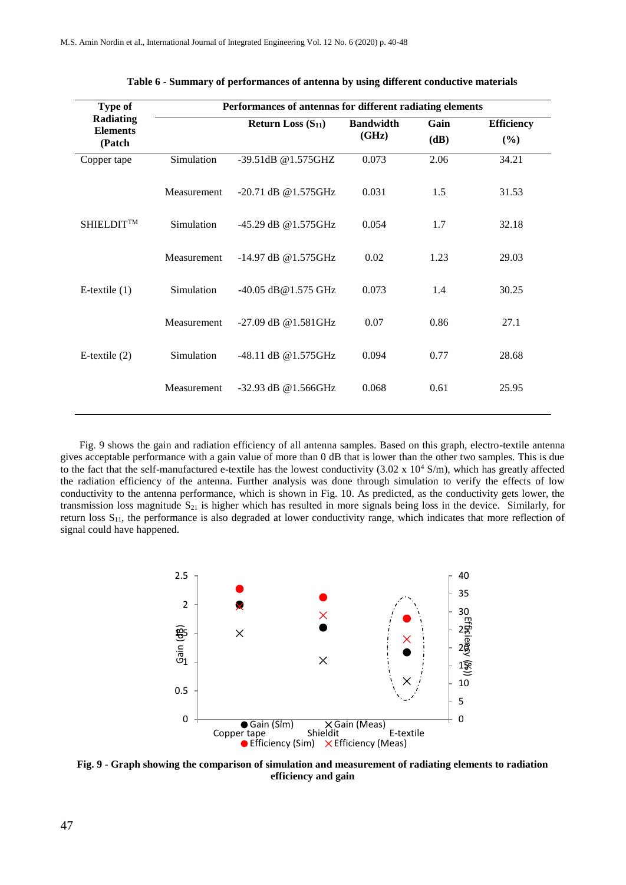**Table 6 - Summary of performances of antenna by using different conductive materials**

| Type of Radiating Elements (Patch | Performances of antennas for different radiating elements | | | | |
|---|---|---|---|---|---|
| | | Return Loss ($S_{11}$) | Bandwidth (GHz) | Gain (dB) | Efficiency (%) |
| Copper tape | Simulation | -39.51dB @1.575GHZ | 0.073 | 2.06 | 34.21 |
| | Measurement | -20.71 dB @1.575GHz | 0.031 | 1.5 | 31.53 |
| SHIELDIT™ | Simulation | -45.29 dB @1.575GHz | 0.054 | 1.7 | 32.18 |
| | Measurement | -14.97 dB @1.575GHz | 0.02 | 1.23 | 29.03 |
| E-textile (1) | Simulation | -40.05 dB@1.575 GHz | 0.073 | 1.4 | 30.25 |
| | Measurement | -27.09 dB @1.581GHz | 0.07 | 0.86 | 27.1 |
| E-textile (2) | Simulation | -48.11 dB @1.575GHz | 0.094 | 0.77 | 28.68 |
| | Measurement | -32.93 dB @1.566GHz | 0.068 | 0.61 | 25.95 |

Fig. 9 shows the gain and radiation efficiency of all antenna samples. Based on this graph, electro-textile antenna gives acceptable performance with a gain value of more than 0 dB that is lower than the other two samples. This is due to the fact that the self-manufactured e-textile has the lowest conductivity ($3.02 \times 10^4$ S/m), which has greatly affected the radiation efficiency of the antenna. Further analysis was done through simulation to verify the effects of low conductivity to the antenna performance, which is shown in Fig. 10. As predicted, as the conductivity gets lower, the transmission loss magnitude $S_{21}$ is higher which has resulted in more signals being loss in the device. Similarly, for return loss $S_{11}$, the performance is also degraded at lower conductivity range, which indicates that more reflection of signal could have happened.

Gain (dB)
2.5
2
1.5
1
0.5
0
Efficiency (%)
40
35
30
25
20
15
10
5
0
Copper tape
Shieldit
E-textile
● Gain (Sim)
× Gain (Meas)
● Efficiency (Sim)
× Efficiency (Meas)

**Fig. 9 - Graph showing the comparison of simulation and measurement of radiating elements to radiation efficiency and gain**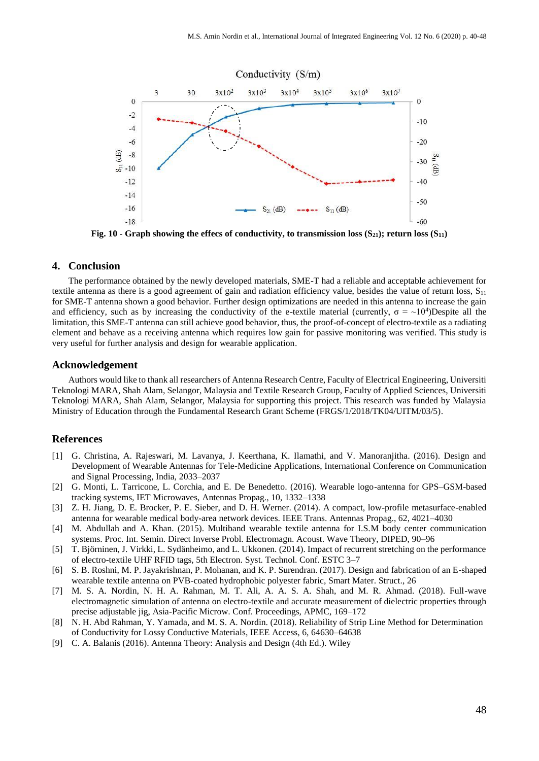Conductivity (S/m)

3 30 3x10$^2$ 3x10$^3$ 3x10$^4$ 3x10$^5$ 3x10$^6$ 3x10$^7$

0 -2 -4 -6 -8 -10 -12 -14 -16 -18

$S_{21}$ (dB)

0 -10 -20 -30 -40 -50 -60

$S_{11}$ (dB)

$S_{21}$ (dB) $S_{11}$ (dB)

**Fig. 10 - Graph showing the effecs of conductivity, to transmission loss ($S_{21}$); return loss ($S_{11}$)**

## 4. Conclusion

The performance obtained by the newly developed materials, SME-T had a reliable and acceptable achievement for textile antenna as there is a good agreement of gain and radiation efficiency value, besides the value of return loss, $S_{11}$ for SME-T antenna shown a good behavior. Further design optimizations are needed in this antenna to increase the gain and efficiency, such as by increasing the conductivity of the e-textile material (currently, $\sigma = \sim 10^4$)Despite all the limitation, this SME-T antenna can still achieve good behavior, thus, the proof-of-concept of electro-textile as a radiating element and behave as a receiving antenna which requires low gain for passive monitoring was verified. This study is very useful for further analysis and design for wearable application.

## Acknowledgement

Authors would like to thank all researchers of Antenna Research Centre, Faculty of Electrical Engineering, Universiti Teknologi MARA, Shah Alam, Selangor, Malaysia and Textile Research Group, Faculty of Applied Sciences, Universiti Teknologi MARA, Shah Alam, Selangor, Malaysia for supporting this project. This research was funded by Malaysia Ministry of Education through the Fundamental Research Grant Scheme (FRGS/1/2018/TK04/UITM/03/5).

## References

[1] G. Christina, A. Rajeswari, M. Lavanya, J. Keerthana, K. Ilamathi, and V. Manoranjitha. (2016). Design and Development of Wearable Antennas for Tele-Medicine Applications, International Conference on Communication and Signal Processing, India, 2033–2037

[2] G. Monti, L. Tarricone, L. Corchia, and E. De Benedetto. (2016). Wearable logo-antenna for GPS–GSM-based tracking systems, IET Microwaves, Antennas Propag., 10, 1332–1338

[3] Z. H. Jiang, D. E. Brocker, P. E. Sieber, and D. H. Werner. (2014). A compact, low-profile metasurface-enabled antenna for wearable medical body-area network devices. IEEE Trans. Antennas Propag., 62, 4021–4030

[4] M. Abdullah and A. Khan. (2015). Multiband wearable textile antenna for I.S.M body center communication systems. Proc. Int. Semin. Direct Inverse Probl. Electromagn. Acoust. Wave Theory, DIPED, 90–96

[5] T. Björninen, J. Virkki, L. Sydänheimo, and L. Ukkonen. (2014). Impact of recurrent stretching on the performance of electro-textile UHF RFID tags, 5th Electron. Syst. Technol. Conf. ESTC 3–7

[6] S. B. Roshni, M. P. Jayakrishnan, P. Mohanan, and K. P. Surendran. (2017). Design and fabrication of an E-shaped wearable textile antenna on PVB-coated hydrophobic polyester fabric, Smart Mater. Struct., 26

[7] M. S. A. Nordin, N. H. A. Rahman, M. T. Ali, A. A. S. A. Shah, and M. R. Ahmad. (2018). Full-wave electromagnetic simulation of antenna on electro-textile and accurate measurement of dielectric properties through precise adjustable jig, Asia-Pacific Microw. Conf. Proceedings, APMC, 169–172

[8] N. H. Abd Rahman, Y. Yamada, and M. S. A. Nordin. (2018). Reliability of Strip Line Method for Determination of Conductivity for Lossy Conductive Materials, IEEE Access, 6, 64630–64638

[9] C. A. Balanis (2016). Antenna Theory: Analysis and Design (4th Ed.). Wiley